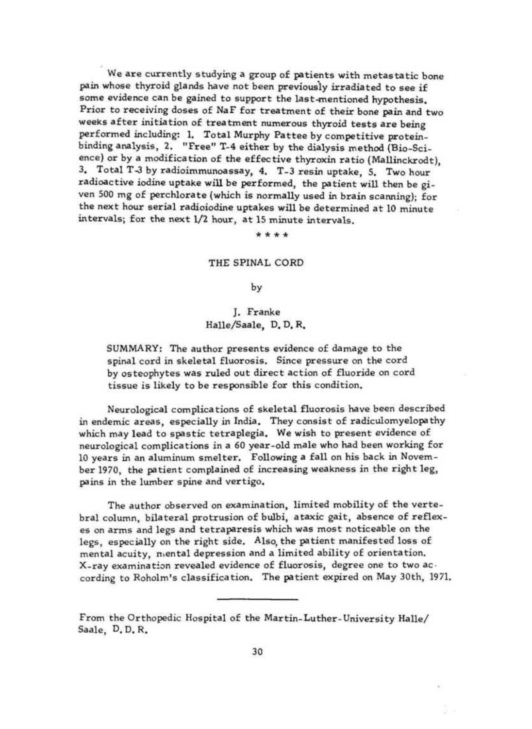We are currently studying a group of patients with metastatic bone pain whose thyroid glands have not been previously irradiated to see if some evidence can be gained to support the last-mentioned hypothesis. Prior to receiving doses of NaF for treatment of their bone pain and two weeks after initiation of treatment numerous thyroid tests are being performed including: 1. Total Murphy Pattee by competitive protein-binding analysis, 2. "Free" T-4 either by the dialysis method (Bio-Science) or by a modification of the effective thyroxin ratio (Mallinckrodt), 3. Total T-3 by radioimmunoassay, 4. T-3 resin uptake, 5. Two hour radioactive iodine uptake will be performed, the patient will then be given 500 mg of perchlorate (which is normally used in brain scanning); for the next hour serial radioiodine uptakes will be determined at 10 minute intervals; for the next 1/2 hour, at 15 minute intervals.

\* \* \* \*

## THE SPINAL CORD

by

J. Franke
Halle/Saale, D. D. R.

SUMMARY: The author presents evidence of damage to the spinal cord in skeletal fluorosis. Since pressure on the cord by osteophytes was ruled out direct action of fluoride on cord tissue is likely to be responsible for this condition.

Neurological complications of skeletal fluorosis have been described in endemic areas, especially in India. They consist of radiculomyelopathy which may lead to spastic tetraplegia. We wish to present evidence of neurological complications in a 60 year-old male who had been working for 10 years in an aluminum smelter. Following a fall on his back in November 1970, the patient complained of increasing weakness in the right leg, pains in the lumber spine and vertigo.

The author observed on examination, limited mobility of the vertebral column, bilateral protrusion of bulbi, ataxic gait, absence of reflexes on arms and legs and tetraparesis which was most noticeable on the legs, especially on the right side. Also, the patient manifested loss of mental acuity, mental depression and a limited ability of orientation. X-ray examination revealed evidence of fluorosis, degree one to two according to Roholm's classification. The patient expired on May 30th, 1971.

---

From the Orthopedic Hospital of the Martin-Luther-University Halle/Saale, D. D. R.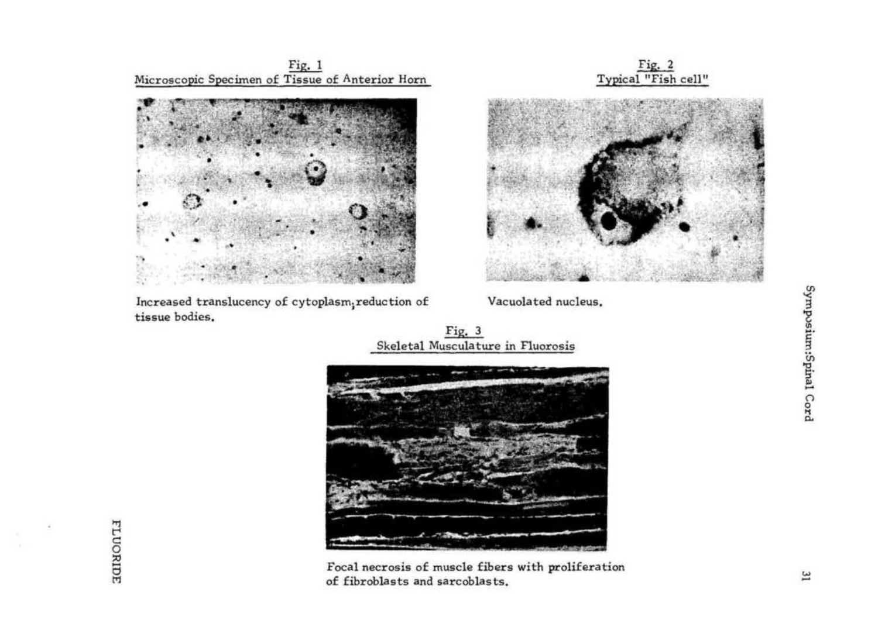Fig. 1
Microscopic Specimen of Tissue of Anterior Horn

Increased translucency of cytoplasm; reduction of tissue bodies.

Fig. 2
Typical "Fish cell"

Vacuolated nucleus.

Fig. 3
Skeletal Musculature in Fluorosis

Focal necrosis of muscle fibers with proliferation of fibroblasts and sarcoblasts.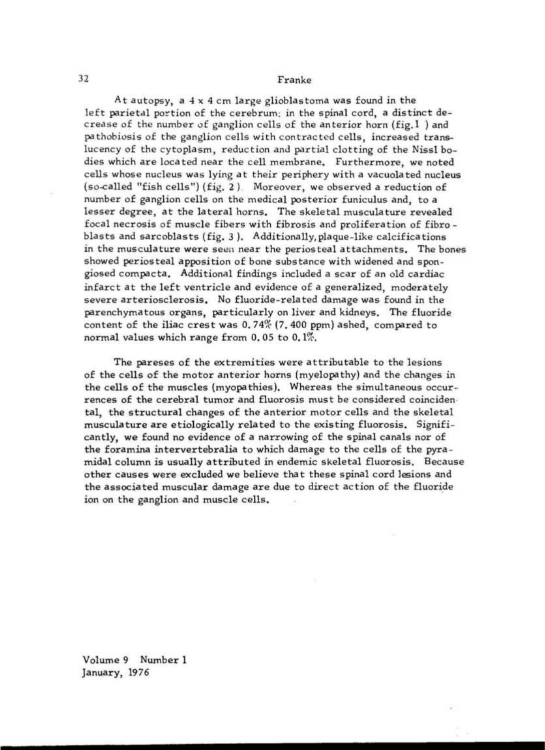At autopsy, a 4 x 4 cm large glioblastoma was found in the left parietal portion of the cerebrum; in the spinal cord, a distinct decrease of the number of ganglion cells of the anterior horn (fig.1 ) and pathobiosis of the ganglion cells with contracted cells, increased translucency of the cytoplasm, reduction and partial clotting of the Nissl bodies which are located near the cell membrane. Furthermore, we noted cells whose nucleus was lying at their periphery with a vacuolated nucleus (so-called "fish cells") (fig. 2 ). Moreover, we observed a reduction of number of ganglion cells on the medical posterior funiculus and, to a lesser degree, at the lateral horns. The skeletal musculature revealed focal necrosis of muscle fibers with fibrosis and proliferation of fibroblasts and sarcoblasts (fig. 3 ). Additionally, plaque-like calcifications in the musculature were seen near the periosteal attachments. The bones showed periosteal apposition of bone substance with widened and spongiosed compacta. Additional findings included a scar of an old cardiac infarct at the left ventricle and evidence of a generalized, moderately severe arteriosclerosis. No fluoride-related damage was found in the parenchymatous organs, particularly on liver and kidneys. The fluoride content of the iliac crest was 0.74% (7.400 ppm) ashed, compared to normal values which range from 0.05 to 0.1%.

The pareses of the extremities were attributable to the lesions of the cells of the motor anterior horns (myelopathy) and the changes in the cells of the muscles (myopathies). Whereas the simultaneous occurrences of the cerebral tumor and fluorosis must be considered coincidental, the structural changes of the anterior motor cells and the skeletal musculature are etiologically related to the existing fluorosis. Significantly, we found no evidence of a narrowing of the spinal canals nor of the foramina intervertebralia to which damage to the cells of the pyramidal column is usually attributed in endemic skeletal fluorosis. Because other causes were excluded we believe that these spinal cord lesions and the associated muscular damage are due to direct action of the fluoride ion on the ganglion and muscle cells.